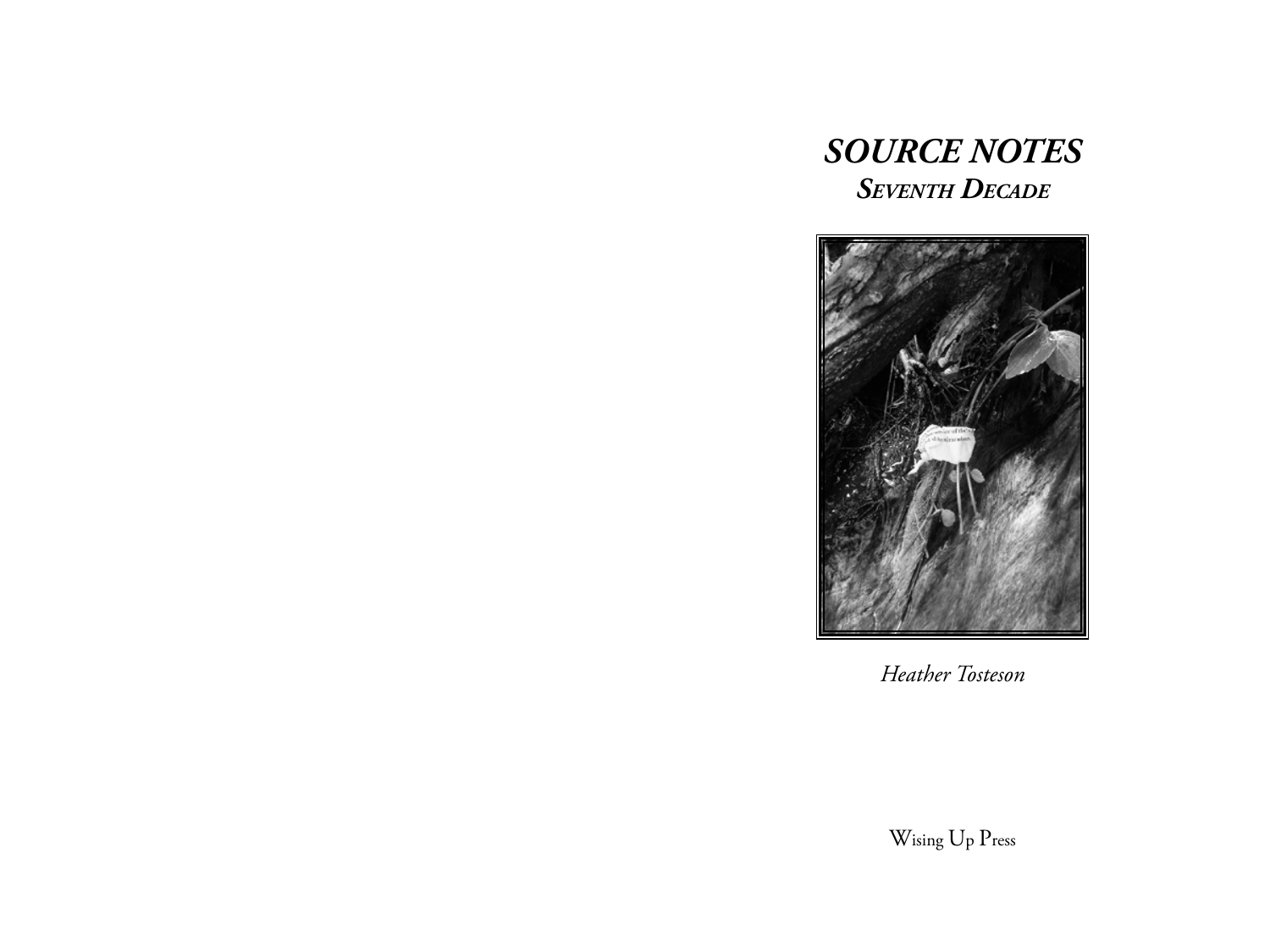# *SOURCE NOTES*

## *SEVENTH DECADE*

*Heather Tosteson*

Wising Up Press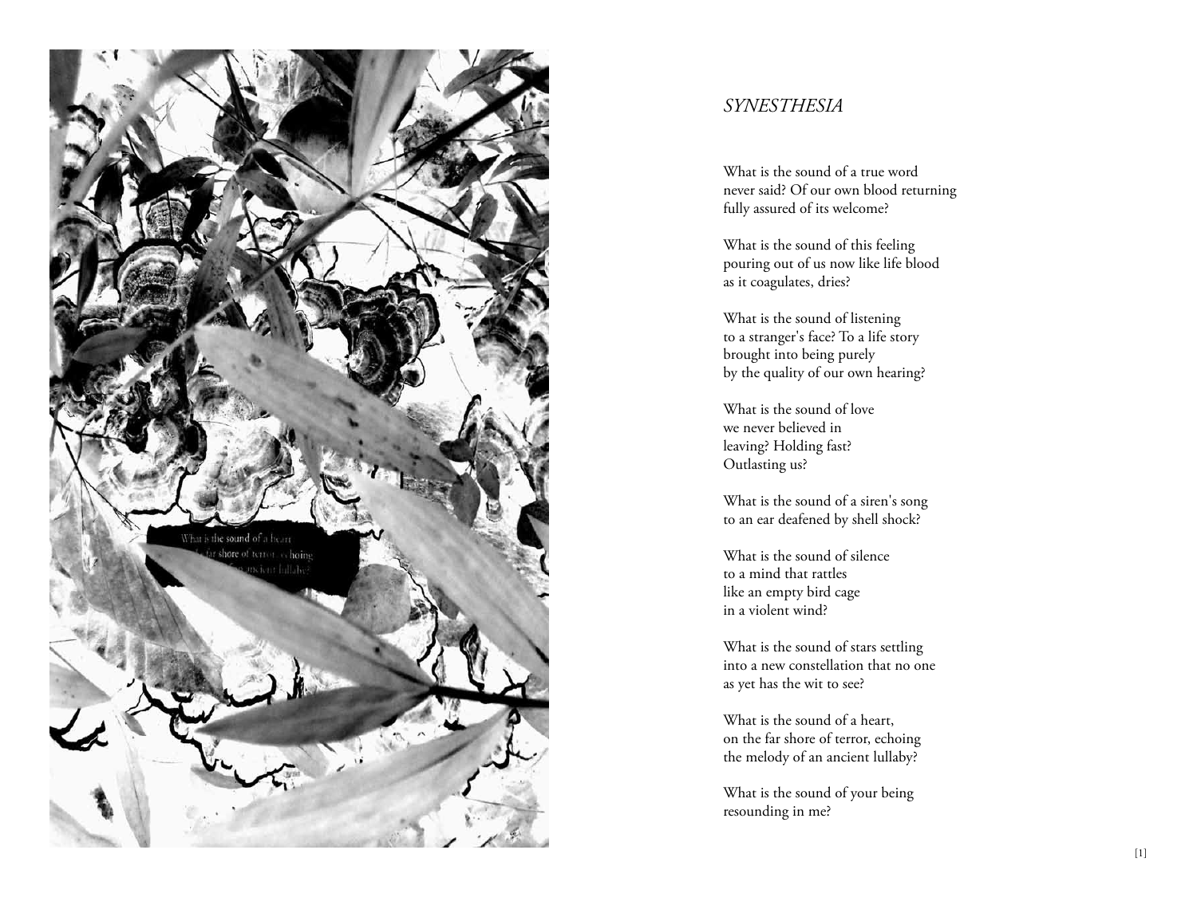*SYNESTHESIA*

What is the sound of a true word
never said? Of our own blood returning
fully assured of its welcome?

What is the sound of this feeling
pouring out of us now like life blood
as it coagulates, dries?

What is the sound of listening
to a stranger's face? To a life story
brought into being purely
by the quality of our own hearing?

What is the sound of love
we never believed in
leaving? Holding fast?
Outlasting us?

What is the sound of a siren's song
to an ear deafened by shell shock?

What is the sound of silence
to a mind that rattles
like an empty bird cage
in a violent wind?

What is the sound of stars settling
into a new constellation that no one
as yet has the wit to see?

What is the sound of a heart,
on the far shore of terror, echoing
the melody of an ancient lullaby?

What is the sound of your being
resounding in me?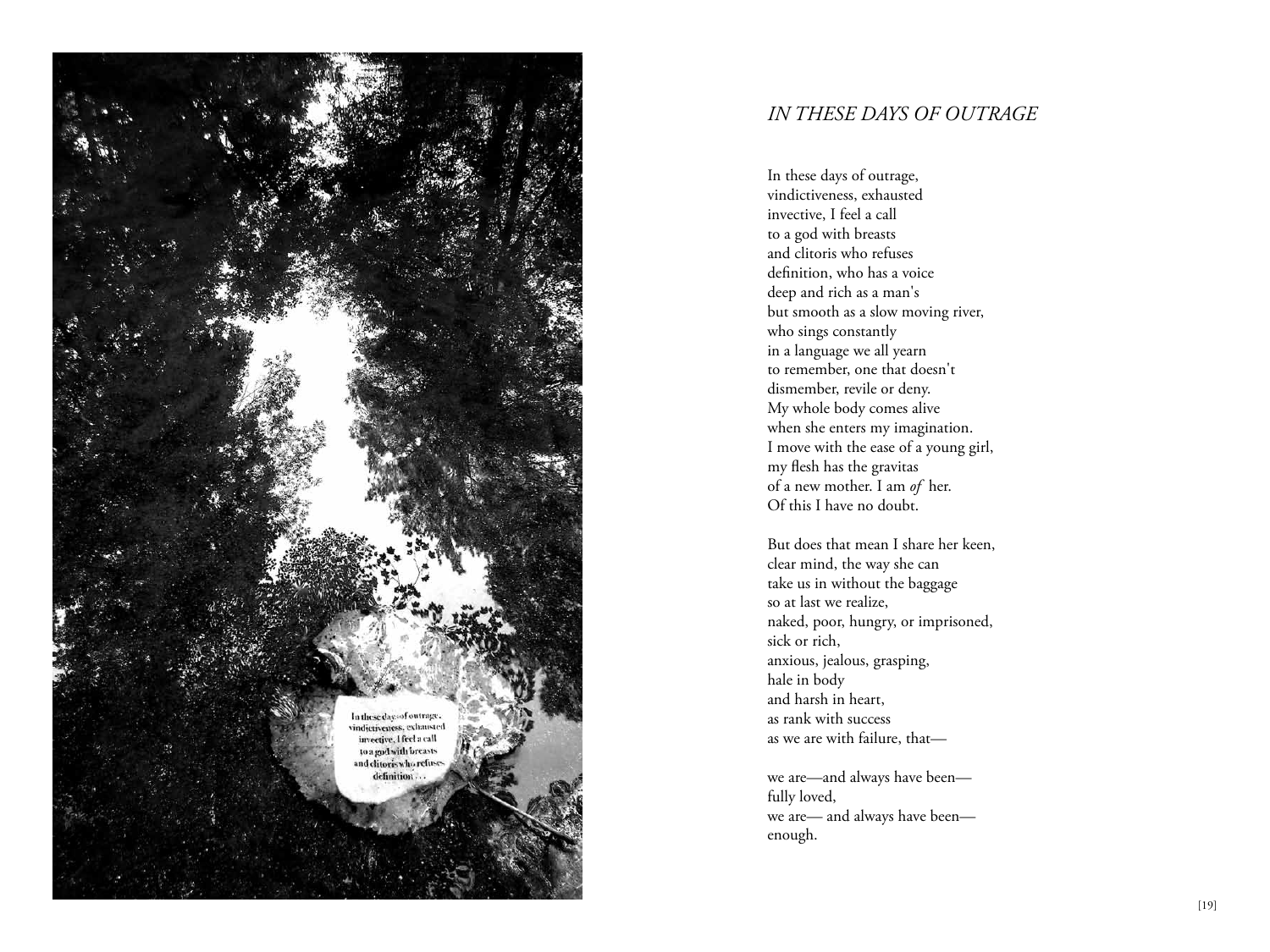# *IN THESE DAYS OF OUTRAGE*

In these days of outrage,  
vindictiveness, exhausted  
invective, I feel a call  
to a god with breasts  
and clitoris who refuses  
definition, who has a voice  
deep and rich as a man's  
but smooth as a slow moving river,  
who sings constantly  
in a language we all yearn  
to remember, one that doesn't  
dismember, revile or deny.  
My whole body comes alive  
when she enters my imagination.  
I move with the ease of a young girl,  
my flesh has the gravitas  
of a new mother. I am *of* her.  
Of this I have no doubt.

But does that mean I share her keen,  
clear mind, the way she can  
take us in without the baggage  
so at last we realize,  
naked, poor, hungry, or imprisoned,  
sick or rich,  
anxious, jealous, grasping,  
hale in body  
and harsh in heart,  
as rank with success  
as we are with failure, that—

we are—and always have been—  
fully loved,  
we are— and always have been—  
enough.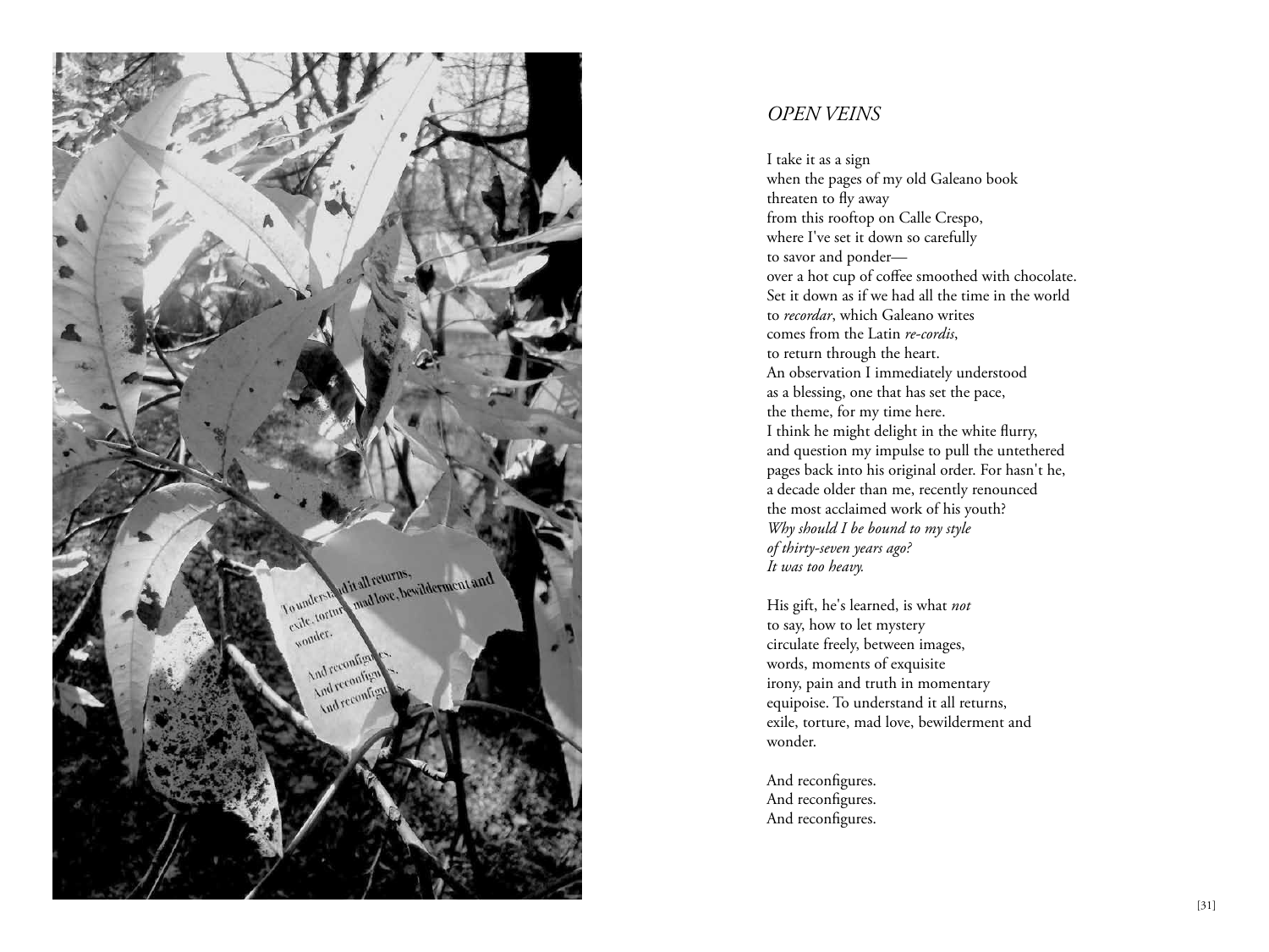## *OPEN VEINS*

I take it as a sign  
when the pages of my old Galeano book  
threaten to fly away  
from this rooftop on Calle Crespo,  
where I've set it down so carefully  
to savor and ponder—  
over a hot cup of coffee smoothed with chocolate.  
Set it down as if we had all the time in the world  
to *recordar*, which Galeano writes  
comes from the Latin *re-cordis*,  
to return through the heart.  
An observation I immediately understood  
as a blessing, one that has set the pace,  
the theme, for my time here.  
I think he might delight in the white flurry,  
and question my impulse to pull the untethered  
pages back into his original order. For hasn't he,  
a decade older than me, recently renounced  
the most acclaimed work of his youth?  
*Why should I be bound to my style*  
*of thirty-seven years ago?*  
*It was too heavy.*

His gift, he's learned, is what *not*  
to say, how to let mystery  
circulate freely, between images,  
words, moments of exquisite  
irony, pain and truth in momentary  
equipoise. To understand it all returns,  
exile, torture, mad love, bewilderment and  
wonder.

And reconfigures.  
And reconfigures.  
And reconfigures.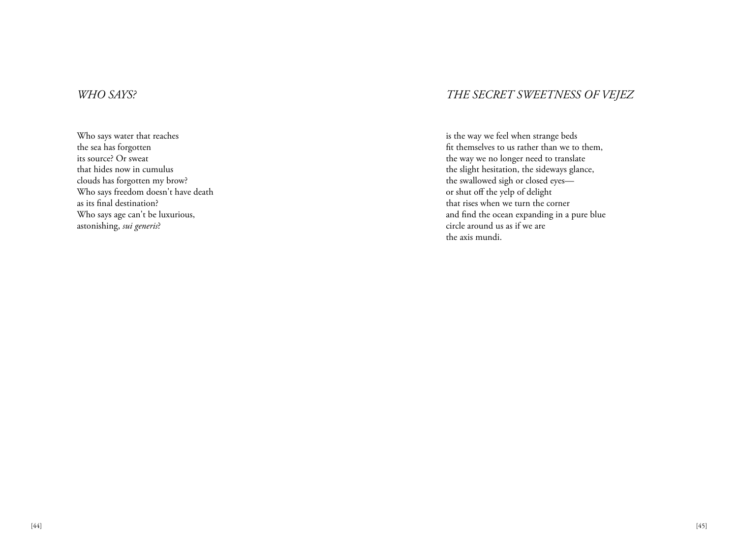## *WHO SAYS?*

Who says water that reaches  
the sea has forgotten  
its source? Or sweat  
that hides now in cumulus  
clouds has forgotten my brow?  
Who says freedom doesn't have death  
as its final destination?  
Who says age can't be luxurious,  
astonishing, *sui generis*?

## *THE SECRET SWEETNESS OF VEJEZ*

is the way we feel when strange beds  
fit themselves to us rather than we to them,  
the way we no longer need to translate  
the slight hesitation, the sideways glance,  
the swallowed sigh or closed eyes—  
or shut off the yelp of delight  
that rises when we turn the corner  
and find the ocean expanding in a pure blue  
circle around us as if we are  
the axis mundi.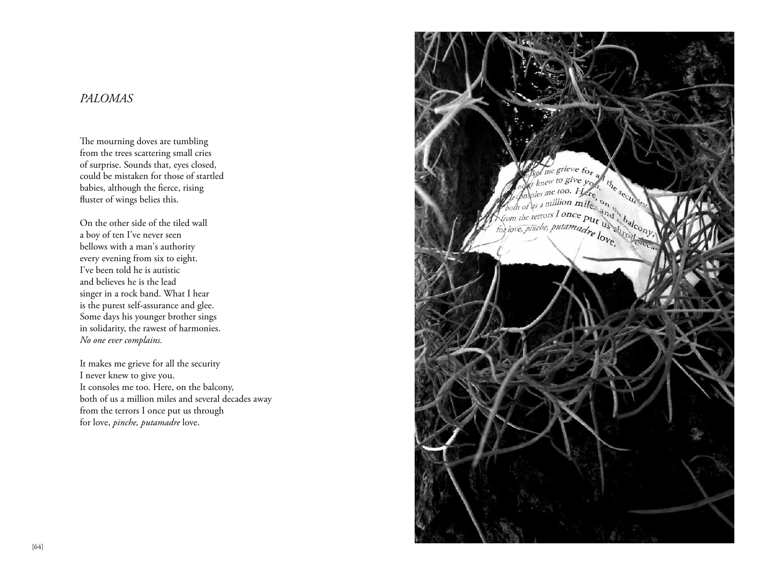*PALOMAS*

The mourning doves are tumbling
from the trees scattering small cries
of surprise. Sounds that, eyes closed,
could be mistaken for those of startled
babies, although the fierce, rising
fluster of wings belies this.

On the other side of the tiled wall
a boy of ten I've never seen
bellows with a man's authority
every evening from six to eight.
I've been told he is autistic
and believes he is the lead
singer in a rock band. What I hear
is the purest self-assurance and glee.
Some days his younger brother sings
in solidarity, the rawest of harmonies.
*No one ever complains.*

It makes me grieve for all the security
I never knew to give you.
It consoles me too. Here, on the balcony,
both of us a million miles and several decades away
from the terrors I once put us through
for love, *pinche, putamadre* love.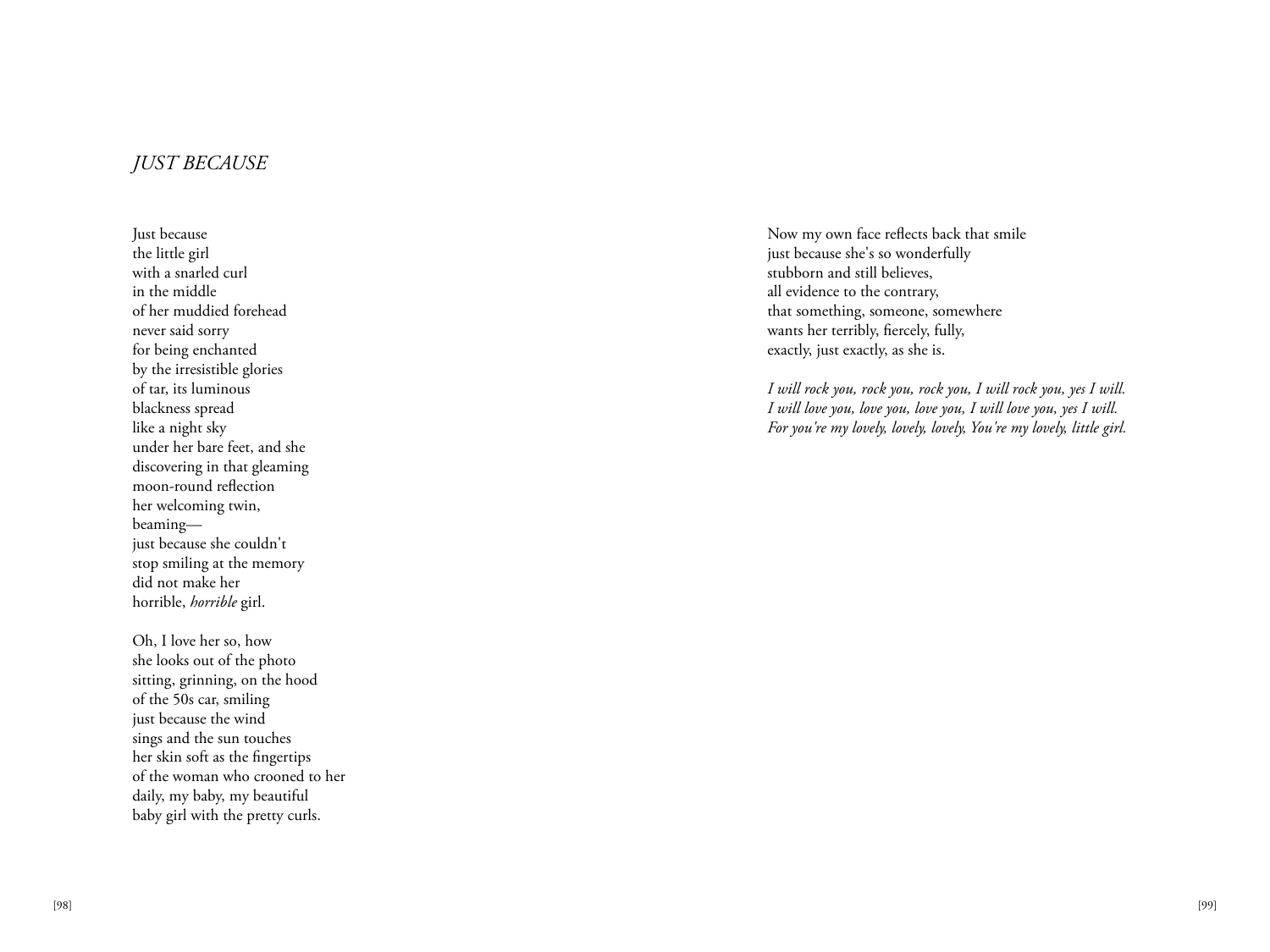# *JUST BECAUSE*

Just because  
the little girl  
with a snarled curl  
in the middle  
of her muddied forehead  
never said sorry  
for being enchanted  
by the irresistible glories  
of tar, its luminous  
blackness spread  
like a night sky  
under her bare feet, and she  
discovering in that gleaming  
moon-round reflection  
her welcoming twin,  
beaming—  
just because she couldn't  
stop smiling at the memory  
did not make her  
horrible, *horrible* girl.

Oh, I love her so, how  
she looks out of the photo  
sitting, grinning, on the hood  
of the 50s car, smiling  
just because the wind  
sings and the sun touches  
her skin soft as the fingertips  
of the woman who crooned to her  
daily, my baby, my beautiful  
baby girl with the pretty curls.

Now my own face reflects back that smile  
just because she's so wonderfully  
stubborn and still believes,  
all evidence to the contrary,  
that something, someone, somewhere  
wants her terribly, fiercely, fully,  
exactly, just exactly, as she is.

*I will rock you, rock you, rock you, I will rock you, yes I will.*  
*I will love you, love you, love you, I will love you, yes I will.*  
*For you're my lovely, lovely, lovely, You're my lovely, little girl.*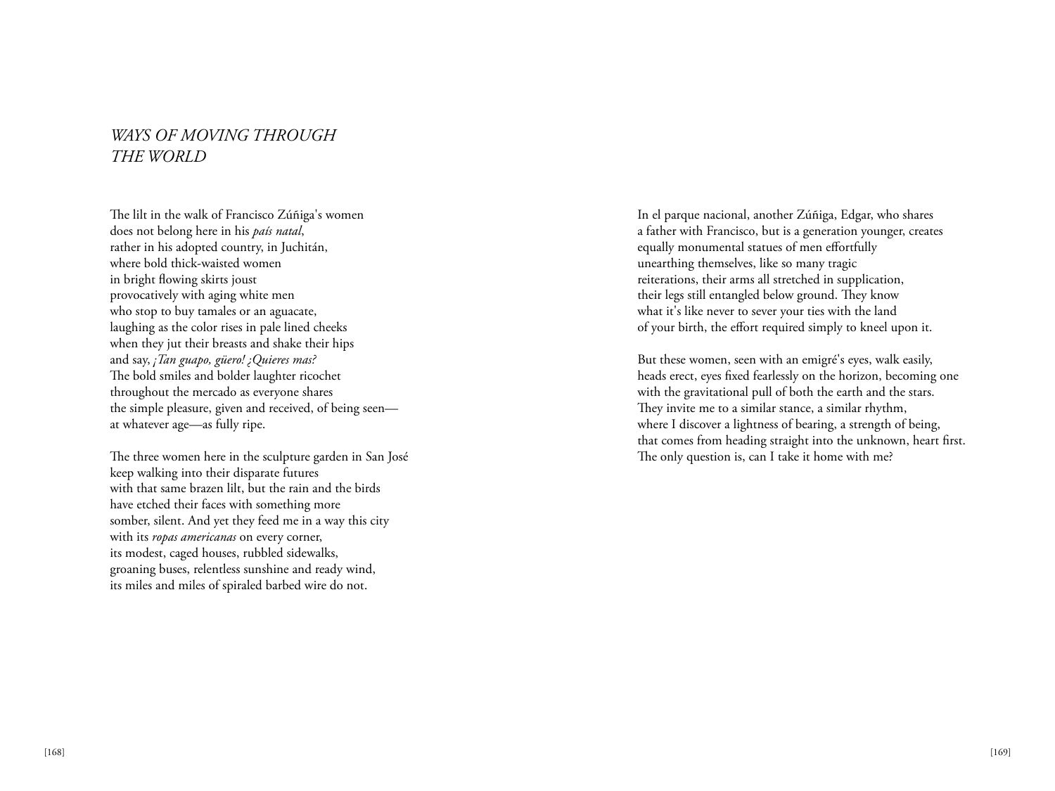## *WAYS OF MOVING THROUGH THE WORLD*

The lilt in the walk of Francisco Zúñiga's women  
does not belong here in his *país natal*,  
rather in his adopted country, in Juchitán,  
where bold thick-waisted women  
in bright flowing skirts joust  
provocatively with aging white men  
who stop to buy tamales or an aguacate,  
laughing as the color rises in pale lined cheeks  
when they jut their breasts and shake their hips  
and say, *¡Tan guapo, güero! ¿Quieres mas?*  
The bold smiles and bolder laughter ricochet  
throughout the mercado as everyone shares  
the simple pleasure, given and received, of being seen—  
at whatever age—as fully ripe.

The three women here in the sculpture garden in San José  
keep walking into their disparate futures  
with that same brazen lilt, but the rain and the birds  
have etched their faces with something more  
somber, silent. And yet they feed me in a way this city  
with its *ropas americanas* on every corner,  
its modest, caged houses, rubbled sidewalks,  
groaning buses, relentless sunshine and ready wind,  
its miles and miles of spiraled barbed wire do not.

In el parque nacional, another Zúñiga, Edgar, who shares  
a father with Francisco, but is a generation younger, creates  
equally monumental statues of men effortfully  
unearthing themselves, like so many tragic  
reiterations, their arms all stretched in supplication,  
their legs still entangled below ground. They know  
what it's like never to sever your ties with the land  
of your birth, the effort required simply to kneel upon it.

But these women, seen with an emigré's eyes, walk easily,  
heads erect, eyes fixed fearlessly on the horizon, becoming one  
with the gravitational pull of both the earth and the stars.  
They invite me to a similar stance, a similar rhythm,  
where I discover a lightness of bearing, a strength of being,  
that comes from heading straight into the unknown, heart first.  
The only question is, can I take it home with me?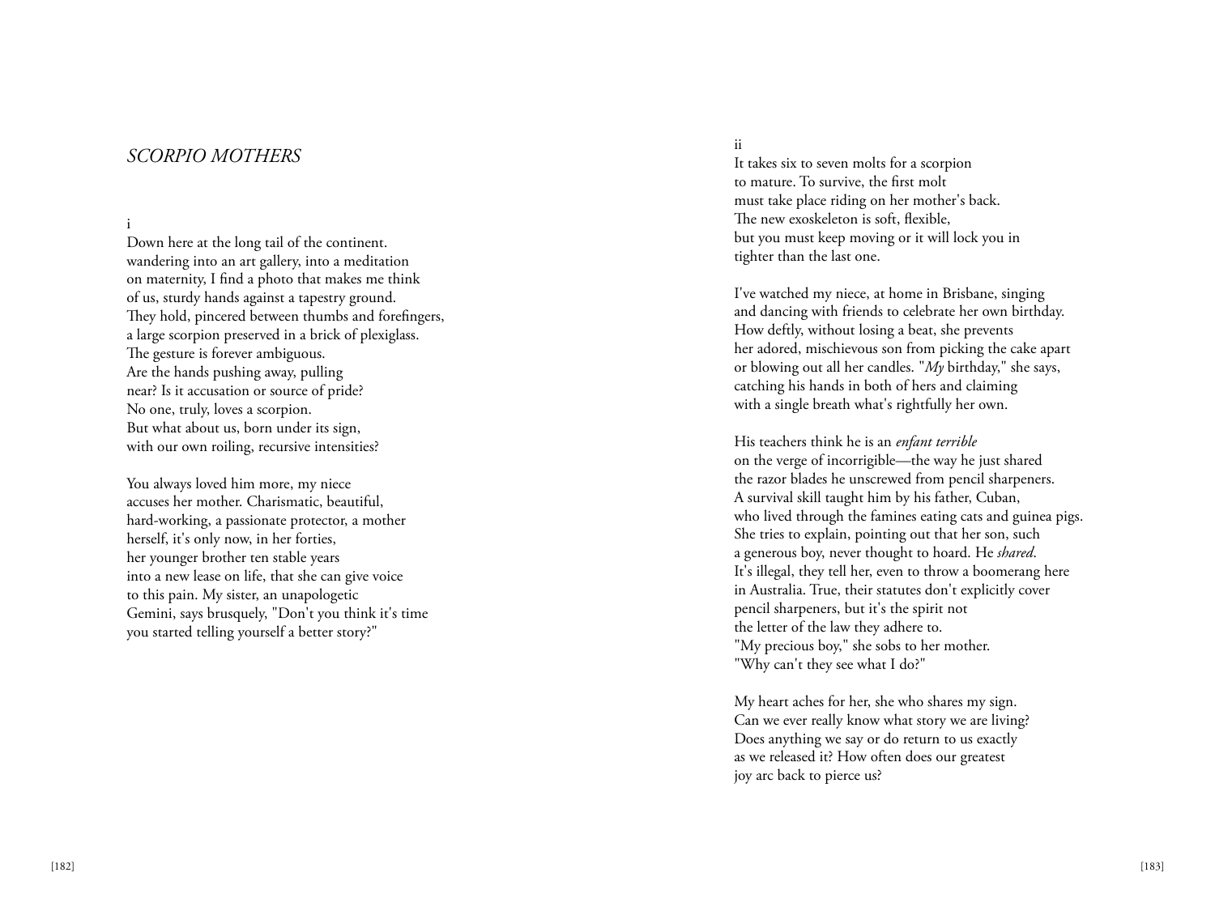## *SCORPIO MOTHERS*

i

Down here at the long tail of the continent.  
wandering into an art gallery, into a meditation  
on maternity, I find a photo that makes me think  
of us, sturdy hands against a tapestry ground.  
They hold, pincered between thumbs and forefingers,  
a large scorpion preserved in a brick of plexiglass.  
The gesture is forever ambiguous.  
Are the hands pushing away, pulling  
near? Is it accusation or source of pride?  
No one, truly, loves a scorpion.  
But what about us, born under its sign,  
with our own roiling, recursive intensities?

You always loved him more, my niece  
accuses her mother. Charismatic, beautiful,  
hard-working, a passionate protector, a mother  
herself, it's only now, in her forties,  
her younger brother ten stable years  
into a new lease on life, that she can give voice  
to this pain. My sister, an unapologetic  
Gemini, says brusquely, "Don't you think it's time  
you started telling yourself a better story?"

ii

It takes six to seven molts for a scorpion  
to mature. To survive, the first molt  
must take place riding on her mother's back.  
The new exoskeleton is soft, flexible,  
but you must keep moving or it will lock you in  
tighter than the last one.

I've watched my niece, at home in Brisbane, singing  
and dancing with friends to celebrate her own birthday.  
How deftly, without losing a beat, she prevents  
her adored, mischievous son from picking the cake apart  
or blowing out all her candles. "*My* birthday," she says,  
catching his hands in both of hers and claiming  
with a single breath what's rightfully her own.

His teachers think he is an *enfant terrible*  
on the verge of incorrigible—the way he just shared  
the razor blades he unscrewed from pencil sharpeners.  
A survival skill taught him by his father, Cuban,  
who lived through the famines eating cats and guinea pigs.  
She tries to explain, pointing out that her son, such  
a generous boy, never thought to hoard. He *shared*.  
It's illegal, they tell her, even to throw a boomerang here  
in Australia. True, their statutes don't explicitly cover  
pencil sharpeners, but it's the spirit not  
the letter of the law they adhere to.  
"My precious boy," she sobs to her mother.  
"Why can't they see what I do?"

My heart aches for her, she who shares my sign.  
Can we ever really know what story we are living?  
Does anything we say or do return to us exactly  
as we released it? How often does our greatest  
joy arc back to pierce us?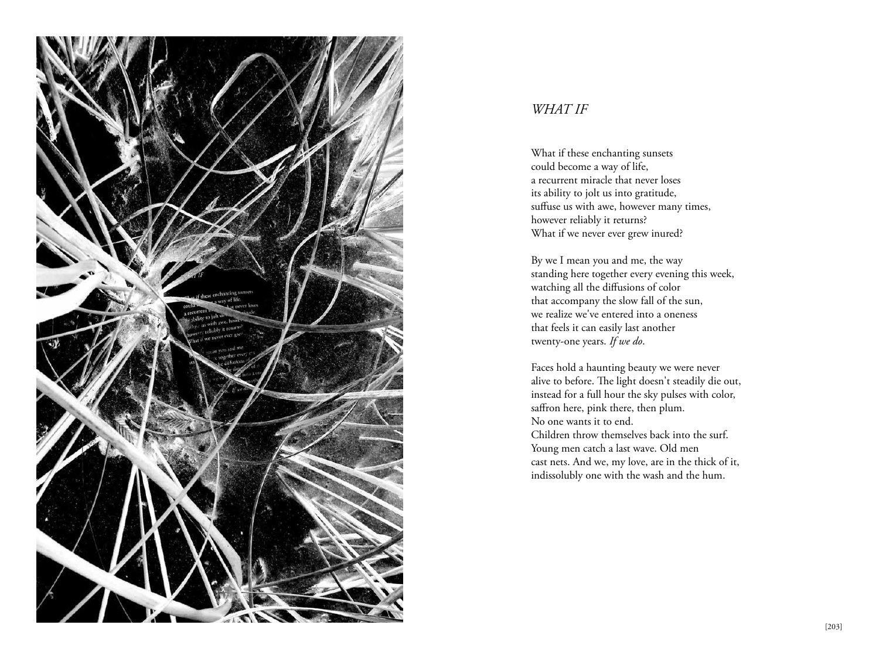*WHAT IF*

What if these enchanting sunsets
could become a way of life,
a recurrent miracle that never loses
its ability to jolt us into gratitude,
suffuse us with awe, however many times,
however reliably it returns?
What if we never ever grew inured?

By we I mean you and me, the way
standing here together every evening this week,
watching all the diffusions of color
that accompany the slow fall of the sun,
we realize we've entered into a oneness
that feels it can easily last another
twenty-one years. *If we do*.

Faces hold a haunting beauty we were never
alive to before. The light doesn't steadily die out,
instead for a full hour the sky pulses with color,
saffron here, pink there, then plum.
No one wants it to end.
Children throw themselves back into the surf.
Young men catch a last wave. Old men
cast nets. And we, my love, are in the thick of it,
indissolubly one with the wash and the hum.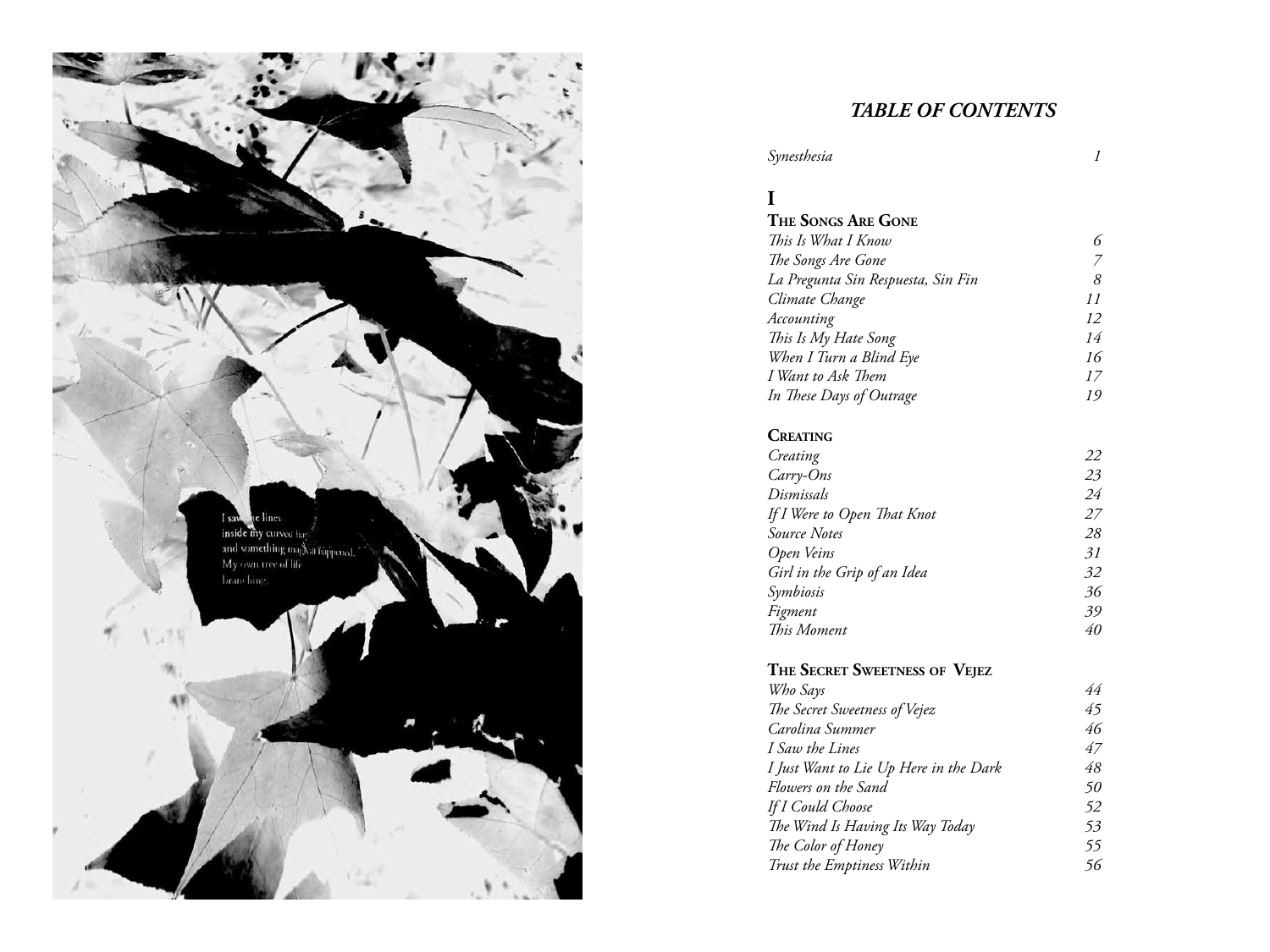# *TABLE OF CONTENTS*

| | |
|---|---|
| *Synesthesia* | *1* |

## I

### The Songs Are Gone

| | |
|---|---|
| *This Is What I Know* | *6* |
| *The Songs Are Gone* | *7* |
| *La Pregunta Sin Respuesta, Sin Fin* | *8* |
| *Climate Change* | *11* |
| *Accounting* | *12* |
| *This Is My Hate Song* | *14* |
| *When I Turn a Blind Eye* | *16* |
| *I Want to Ask Them* | *17* |
| *In These Days of Outrage* | *19* |

### Creating

| | |
|---|---|
| *Creating* | *22* |
| *Carry-Ons* | *23* |
| *Dismissals* | *24* |
| *If I Were to Open That Knot* | *27* |
| *Source Notes* | *28* |
| *Open Veins* | *31* |
| *Girl in the Grip of an Idea* | *32* |
| *Symbiosis* | *36* |
| *Figment* | *39* |
| *This Moment* | *40* |

### The Secret Sweetness of Vejez

| | |
|---|---|
| *Who Says* | *44* |
| *The Secret Sweetness of Vejez* | *45* |
| *Carolina Summer* | *46* |
| *I Saw the Lines* | *47* |
| *I Just Want to Lie Up Here in the Dark* | *48* |
| *Flowers on the Sand* | *50* |
| *If I Could Choose* | *52* |
| *The Wind Is Having Its Way Today* | *53* |
| *The Color of Honey* | *55* |
| *Trust the Emptiness Within* | *56* |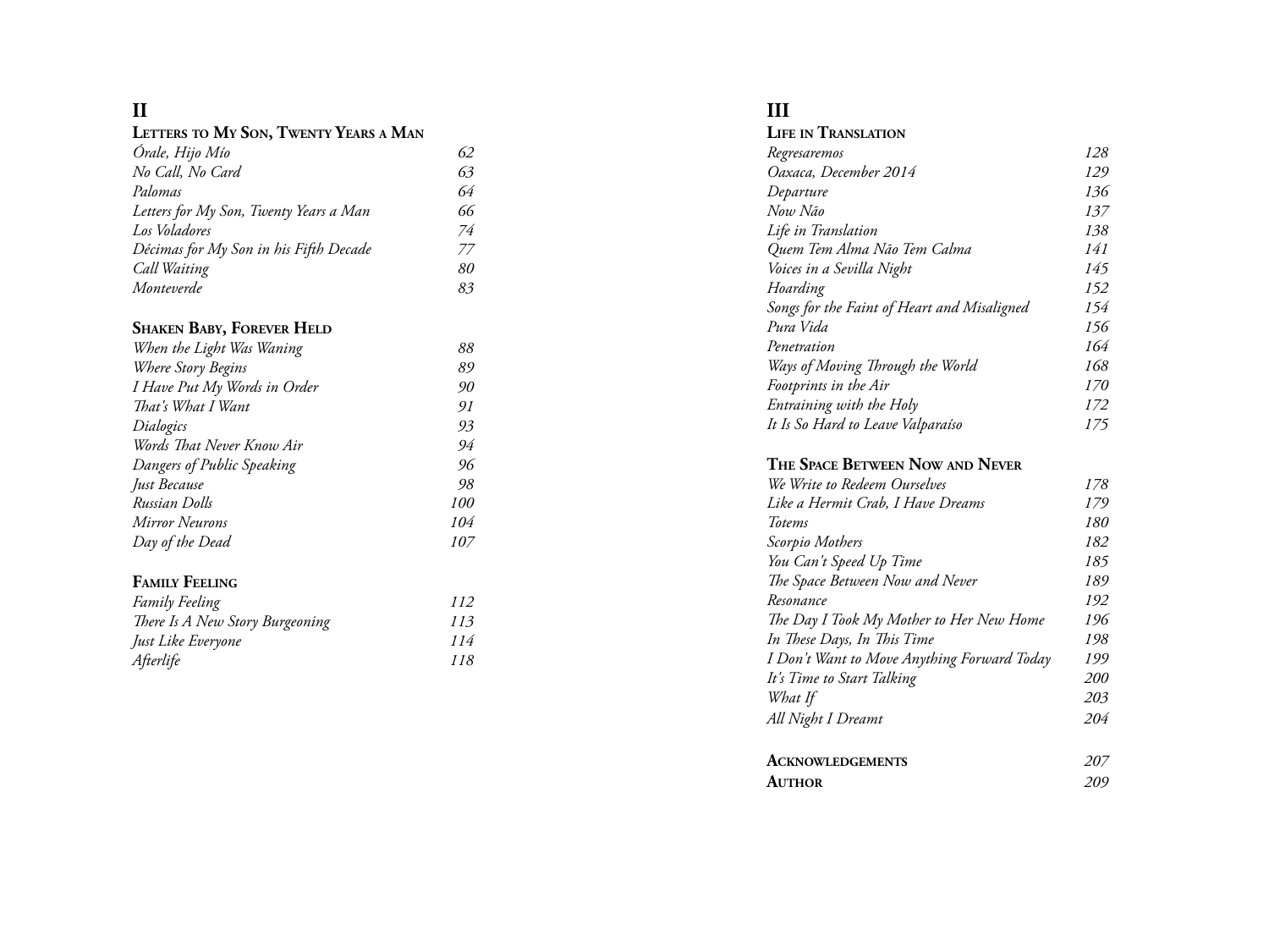## II

### Letters to My Son, Twenty Years a Man

| | |
|---|---|
| *Órale, Hijo Mío* | 62 |
| *No Call, No Card* | 63 |
| *Palomas* | 64 |
| *Letters for My Son, Twenty Years a Man* | 66 |
| *Los Voladores* | 74 |
| *Décimas for My Son in his Fifth Decade* | 77 |
| *Call Waiting* | 80 |
| *Monteverde* | 83 |

### Shaken Baby, Forever Held

| | |
|---|---|
| *When the Light Was Waning* | 88 |
| *Where Story Begins* | 89 |
| *I Have Put My Words in Order* | 90 |
| *That's What I Want* | 91 |
| *Dialogics* | 93 |
| *Words That Never Know Air* | 94 |
| *Dangers of Public Speaking* | 96 |
| *Just Because* | 98 |
| *Russian Dolls* | 100 |
| *Mirror Neurons* | 104 |
| *Day of the Dead* | 107 |

### Family Feeling

| | |
|---|---|
| *Family Feeling* | 112 |
| *There Is A New Story Burgeoning* | 113 |
| *Just Like Everyone* | 114 |
| *Afterlife* | 118 |

## III

### Life in Translation

| | |
|---|---|
| *Regresaremos* | 128 |
| *Oaxaca, December 2014* | 129 |
| *Departure* | 136 |
| *Now Não* | 137 |
| *Life in Translation* | 138 |
| *Quem Tem Alma Não Tem Calma* | 141 |
| *Voices in a Sevilla Night* | 145 |
| *Hoarding* | 152 |
| *Songs for the Faint of Heart and Misaligned* | 154 |
| *Pura Vida* | 156 |
| *Penetration* | 164 |
| *Ways of Moving Through the World* | 168 |
| *Footprints in the Air* | 170 |
| *Entraining with the Holy* | 172 |
| *It Is So Hard to Leave Valparaíso* | 175 |

### The Space Between Now and Never

| | |
|---|---|
| *We Write to Redeem Ourselves* | 178 |
| *Like a Hermit Crab, I Have Dreams* | 179 |
| *Totems* | 180 |
| *Scorpio Mothers* | 182 |
| *You Can't Speed Up Time* | 185 |
| *The Space Between Now and Never* | 189 |
| *Resonance* | 192 |
| *The Day I Took My Mother to Her New Home* | 196 |
| *In These Days, In This Time* | 198 |
| *I Don't Want to Move Anything Forward Today* | 199 |
| *It's Time to Start Talking* | 200 |
| *What If* | 203 |
| *All Night I Dreamt* | 204 |

| | |
|---|---|
| **Acknowledgements** | 207 |
| **Author** | 209 |